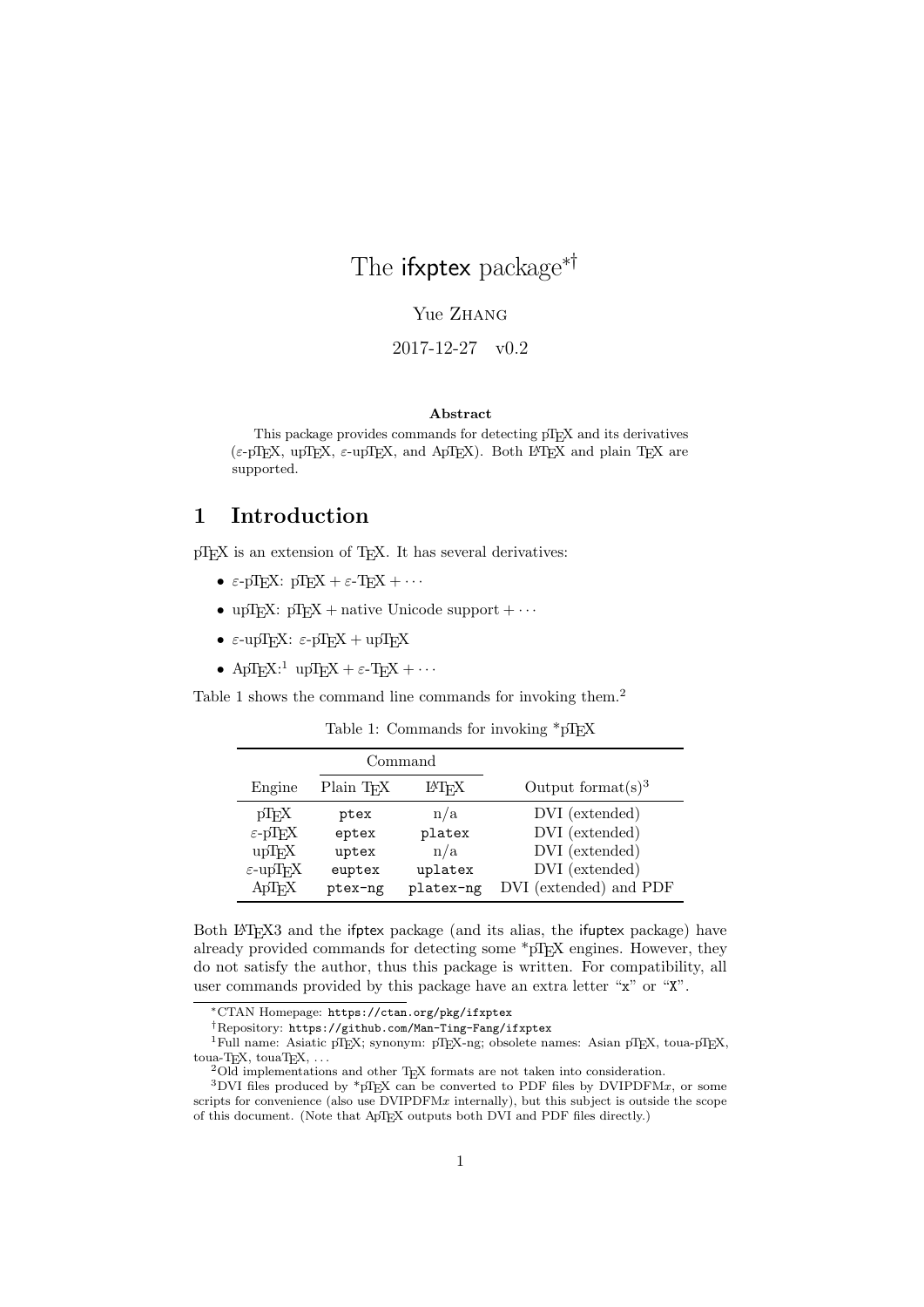# The ifxptex package[*][†]

Yue Zhang

2017-12-27 v0.2

**Abstract**

This package provides commands for detecting pTeX and its derivatives ($\varepsilon$-pTeX, upTeX, $\varepsilon$-upTeX, and ApTeX). Both LaTeX and plain TeX are supported.

## 1 Introduction

pTeX is an extension of TeX. It has several derivatives:

- $\varepsilon$-pTeX: pTeX + $\varepsilon$-TeX + $\cdots$
- upTeX: pTeX + native Unicode support + $\cdots$
- $\varepsilon$-upTeX: $\varepsilon$-pTeX + upTeX
- ApTeX:[1] upTeX + $\varepsilon$-TeX + $\cdots$

Table 1 shows the command line commands for invoking them.[2]

Table 1: Commands for invoking *pTeX

| | Command | | |
|---|---|---|---|
| Engine | Plain TeX | LaTeX | Output format(s)[3] |
| pTeX | `ptex` | n/a | DVI (extended) |
| $\varepsilon$-pTeX | `eptex` | `platex` | DVI (extended) |
| upTeX | `uptex` | n/a | DVI (extended) |
| $\varepsilon$-upTeX | `euptex` | `uplatex` | DVI (extended) |
| ApTeX | `ptex-ng` | `platex-ng` | DVI (extended) and PDF |

Both LaTeX3 and the ifptex package (and its alias, the ifuptex package) have already provided commands for detecting some *pTeX engines. However, they do not satisfy the author, thus this package is written. For compatibility, all user commands provided by this package have an extra letter "x" or "X".

[*] CTAN Homepage: `https://ctan.org/pkg/ifxptex`

[†] Repository: `https://github.com/Man-Ting-Fang/ifxptex`

[1] Full name: Asiatic pTeX; synonym: pTeX-ng; obsolete names: Asian pTeX, toua-pTeX, toua-TeX, touaTeX, ...

[2] Old implementations and other TeX formats are not taken into consideration.

[3] DVI files produced by *pTeX can be converted to PDF files by DVIPDFM$x$, or some scripts for convenience (also use DVIPDFM$x$ internally), but this subject is outside the scope of this document. (Note that ApTeX outputs both DVI and PDF files directly.)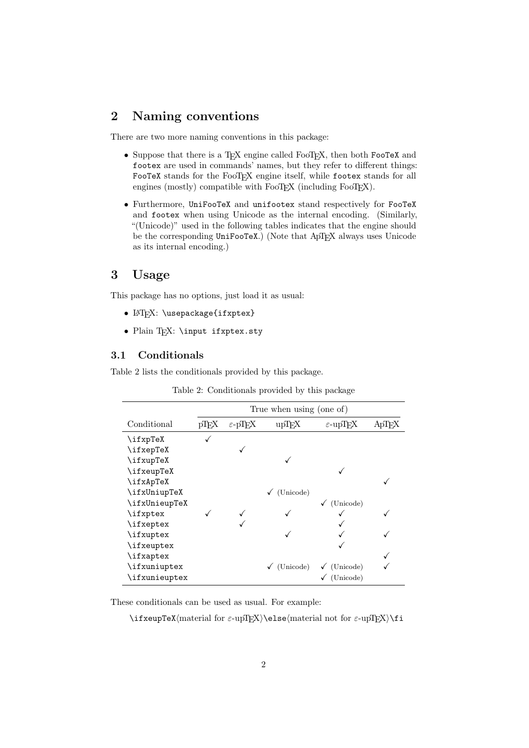## 2 Naming conventions

There are two more naming conventions in this package:

- Suppose that there is a TeX engine called FooTeX, then both `FooTeX` and `footex` are used in commands' names, but they refer to different things: `FooTeX` stands for the FooTeX engine itself, while `footex` stands for all engines (mostly) compatible with FooTeX (including FooTeX).
- Furthermore, `UniFooTeX` and `unifootex` stand respectively for `FooTeX` and `footex` when using Unicode as the internal encoding. (Similarly, "(Unicode)" used in the following tables indicates that the engine should be the corresponding `UniFooTeX`.) (Note that ApTeX always uses Unicode as its internal encoding.)

## 3 Usage

This package has no options, just load it as usual:

- LaTeX: `\usepackage{ifxptex}`
- Plain TeX: `\input ifxptex.sty`

### 3.1 Conditionals

Table 2 lists the conditionals provided by this package.

Table 2: Conditionals provided by this package

| | True when using (one of) | | | | |
|---|---|---|---|---|---|
| Conditional | pTeX | ε-pTeX | upTeX | ε-upTeX | ApTeX |
| `\ifxpTeX` | ✓ | | | | |
| `\ifxepTeX` | | ✓ | | | |
| `\ifxupTeX` | | | ✓ | | |
| `\ifxeupTeX` | | | | ✓ | |
| `\ifxApTeX` | | | | | ✓ |
| `\ifxUniupTeX` | | | ✓ (Unicode) | | |
| `\ifxUnieupTeX` | | | | ✓ (Unicode) | |
| `\ifxptex` | ✓ | ✓ | ✓ | ✓ | ✓ |
| `\ifxeptex` | | ✓ | | ✓ | |
| `\ifxuptex` | | | ✓ | ✓ | ✓ |
| `\ifxeuptex` | | | | ✓ | |
| `\ifxaptex` | | | | | ✓ |
| `\ifxuniuptex` | | | ✓ (Unicode) | ✓ (Unicode) | ✓ |
| `\ifxunieuptex` | | | | ✓ (Unicode) | |

These conditionals can be used as usual. For example:

`\ifxeupTeX`⟨material for ε-upTeX⟩`\else`⟨material not for ε-upTeX⟩`\fi`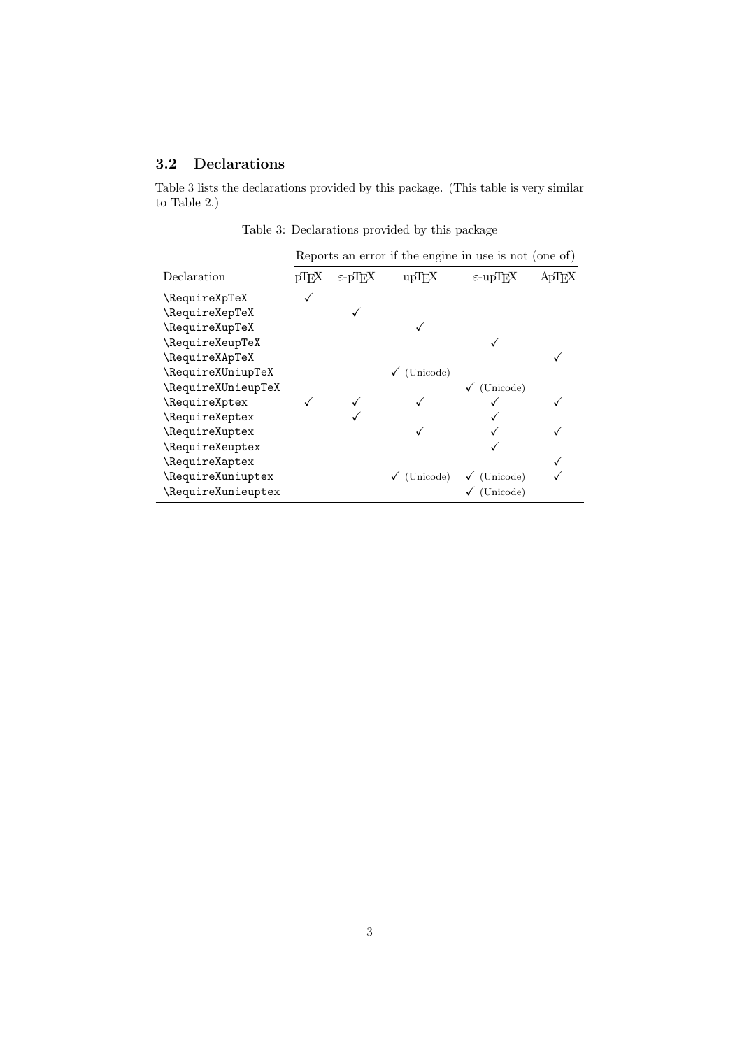### 3.2 Declarations

Table 3 lists the declarations provided by this package. (This table is very similar to Table 2.)

Table 3: Declarations provided by this package

| | Reports an error if the engine in use is not (one of) | | | | |
|---|---|---|---|---|---|
| Declaration | pTEX | ε-pTEX | upTEX | ε-upTEX | ApTEX |
| \RequireXpTeX | ✓ | | | | |
| \RequireXepTeX | | ✓ | | | |
| \RequireXupTeX | | | ✓ | | |
| \RequireXeupTeX | | | | ✓ | |
| \RequireXApTeX | | | | | ✓ |
| \RequireXUniupTeX | | | ✓ (Unicode) | | |
| \RequireXUnieupTeX | | | | ✓ (Unicode) | |
| \RequireXptex | ✓ | ✓ | ✓ | ✓ | ✓ |
| \RequireXeptex | | ✓ | | ✓ | |
| \RequireXuptex | | | ✓ | ✓ | ✓ |
| \RequireXeuptex | | | | ✓ | |
| \RequireXaptex | | | | | ✓ |
| \RequireXuniuptex | | | ✓ (Unicode) | ✓ (Unicode) | ✓ |
| \RequireXunieuptex | | | | ✓ (Unicode) | |